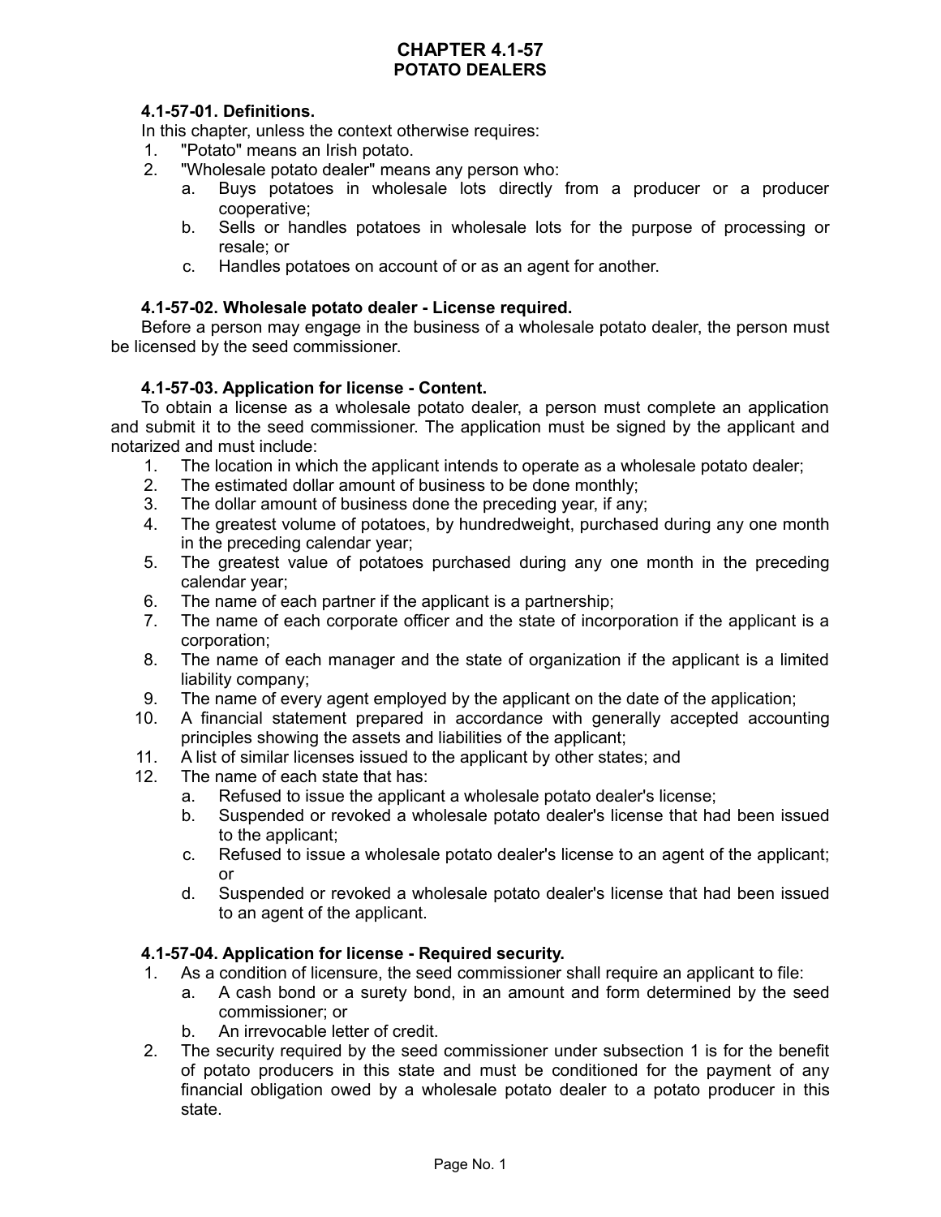# CHAPTER 4.1-57
## POTATO DEALERS

### 4.1-57-01. Definitions.

In this chapter, unless the context otherwise requires:

1. "Potato" means an Irish potato.
2. "Wholesale potato dealer" means any person who:
   a. Buys potatoes in wholesale lots directly from a producer or a producer cooperative;
   b. Sells or handles potatoes in wholesale lots for the purpose of processing or resale; or
   c. Handles potatoes on account of or as an agent for another.

### 4.1-57-02. Wholesale potato dealer - License required.

Before a person may engage in the business of a wholesale potato dealer, the person must be licensed by the seed commissioner.

### 4.1-57-03. Application for license - Content.

To obtain a license as a wholesale potato dealer, a person must complete an application and submit it to the seed commissioner. The application must be signed by the applicant and notarized and must include:

1. The location in which the applicant intends to operate as a wholesale potato dealer;
2. The estimated dollar amount of business to be done monthly;
3. The dollar amount of business done the preceding year, if any;
4. The greatest volume of potatoes, by hundredweight, purchased during any one month in the preceding calendar year;
5. The greatest value of potatoes purchased during any one month in the preceding calendar year;
6. The name of each partner if the applicant is a partnership;
7. The name of each corporate officer and the state of incorporation if the applicant is a corporation;
8. The name of each manager and the state of organization if the applicant is a limited liability company;
9. The name of every agent employed by the applicant on the date of the application;
10. A financial statement prepared in accordance with generally accepted accounting principles showing the assets and liabilities of the applicant;
11. A list of similar licenses issued to the applicant by other states; and
12. The name of each state that has:
    a. Refused to issue the applicant a wholesale potato dealer's license;
    b. Suspended or revoked a wholesale potato dealer's license that had been issued to the applicant;
    c. Refused to issue a wholesale potato dealer's license to an agent of the applicant; or
    d. Suspended or revoked a wholesale potato dealer's license that had been issued to an agent of the applicant.

### 4.1-57-04. Application for license - Required security.

1. As a condition of licensure, the seed commissioner shall require an applicant to file:
   a. A cash bond or a surety bond, in an amount and form determined by the seed commissioner; or
   b. An irrevocable letter of credit.
2. The security required by the seed commissioner under subsection 1 is for the benefit of potato producers in this state and must be conditioned for the payment of any financial obligation owed by a wholesale potato dealer to a potato producer in this state.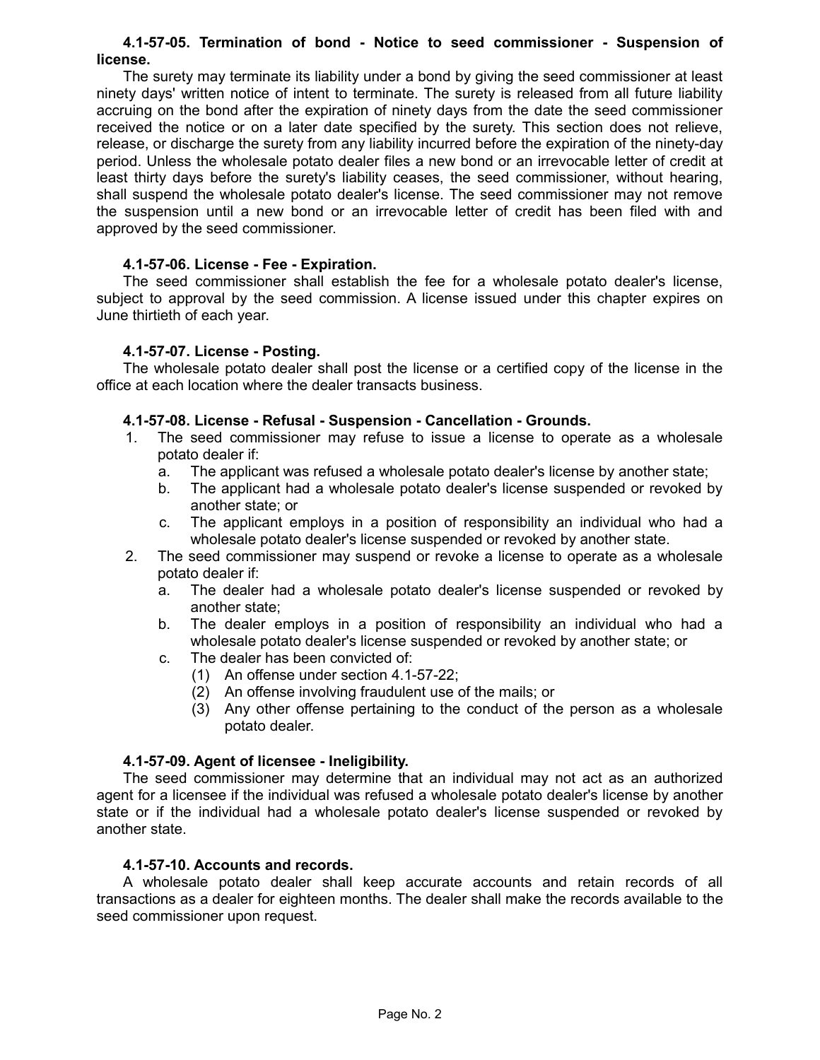**4.1-57-05. Termination of bond - Notice to seed commissioner - Suspension of license.**

The surety may terminate its liability under a bond by giving the seed commissioner at least ninety days' written notice of intent to terminate. The surety is released from all future liability accruing on the bond after the expiration of ninety days from the date the seed commissioner received the notice or on a later date specified by the surety. This section does not relieve, release, or discharge the surety from any liability incurred before the expiration of the ninety-day period. Unless the wholesale potato dealer files a new bond or an irrevocable letter of credit at least thirty days before the surety's liability ceases, the seed commissioner, without hearing, shall suspend the wholesale potato dealer's license. The seed commissioner may not remove the suspension until a new bond or an irrevocable letter of credit has been filed with and approved by the seed commissioner.

**4.1-57-06. License - Fee - Expiration.**

The seed commissioner shall establish the fee for a wholesale potato dealer's license, subject to approval by the seed commission. A license issued under this chapter expires on June thirtieth of each year.

**4.1-57-07. License - Posting.**

The wholesale potato dealer shall post the license or a certified copy of the license in the office at each location where the dealer transacts business.

**4.1-57-08. License - Refusal - Suspension - Cancellation - Grounds.**

1. The seed commissioner may refuse to issue a license to operate as a wholesale potato dealer if:
   a. The applicant was refused a wholesale potato dealer's license by another state;
   b. The applicant had a wholesale potato dealer's license suspended or revoked by another state; or
   c. The applicant employs in a position of responsibility an individual who had a wholesale potato dealer's license suspended or revoked by another state.
2. The seed commissioner may suspend or revoke a license to operate as a wholesale potato dealer if:
   a. The dealer had a wholesale potato dealer's license suspended or revoked by another state;
   b. The dealer employs in a position of responsibility an individual who had a wholesale potato dealer's license suspended or revoked by another state; or
   c. The dealer has been convicted of:
      (1) An offense under section 4.1-57-22;
      (2) An offense involving fraudulent use of the mails; or
      (3) Any other offense pertaining to the conduct of the person as a wholesale potato dealer.

**4.1-57-09. Agent of licensee - Ineligibility.**

The seed commissioner may determine that an individual may not act as an authorized agent for a licensee if the individual was refused a wholesale potato dealer's license by another state or if the individual had a wholesale potato dealer's license suspended or revoked by another state.

**4.1-57-10. Accounts and records.**

A wholesale potato dealer shall keep accurate accounts and retain records of all transactions as a dealer for eighteen months. The dealer shall make the records available to the seed commissioner upon request.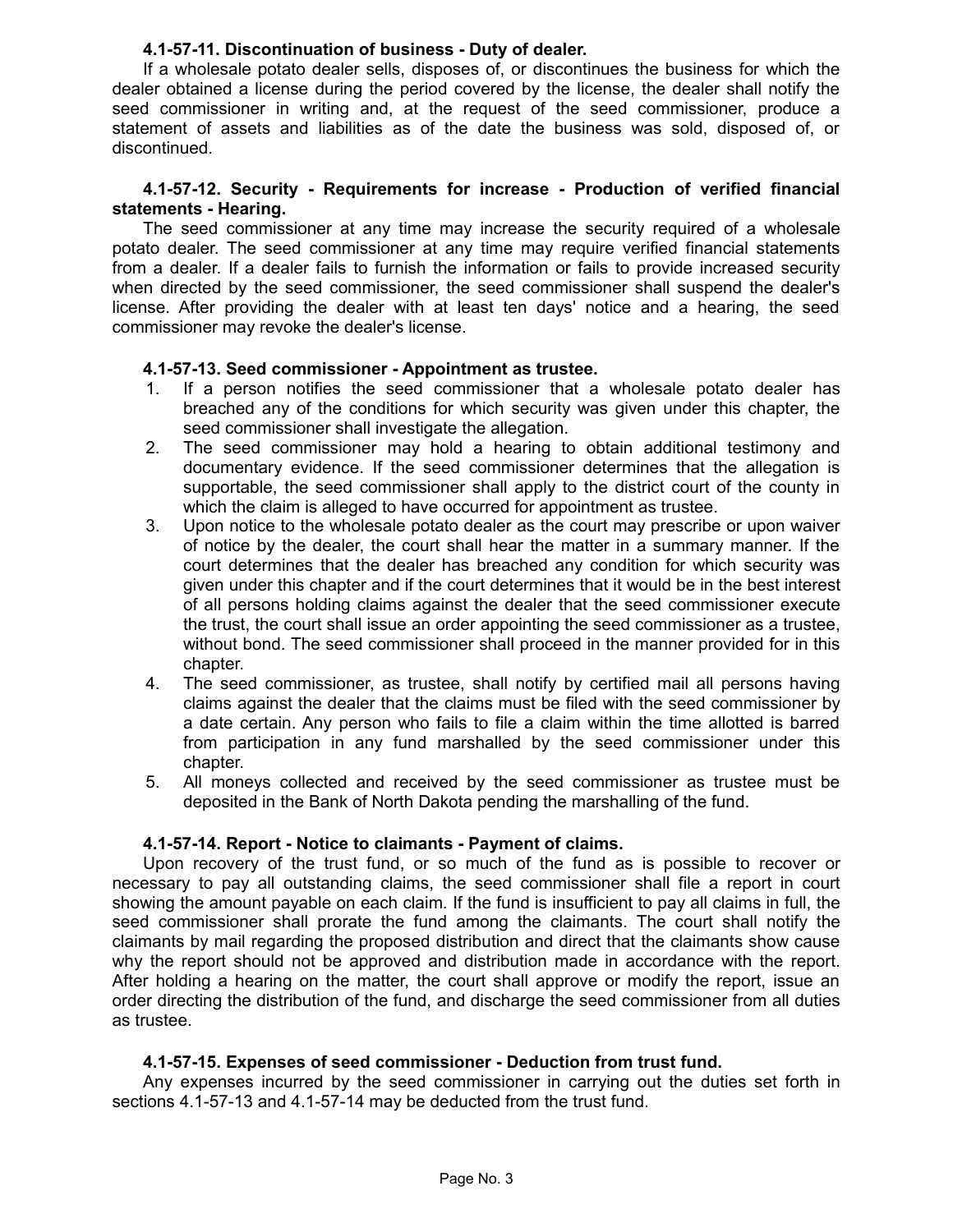**4.1-57-11. Discontinuation of business - Duty of dealer.**

If a wholesale potato dealer sells, disposes of, or discontinues the business for which the dealer obtained a license during the period covered by the license, the dealer shall notify the seed commissioner in writing and, at the request of the seed commissioner, produce a statement of assets and liabilities as of the date the business was sold, disposed of, or discontinued.

**4.1-57-12. Security - Requirements for increase - Production of verified financial statements - Hearing.**

The seed commissioner at any time may increase the security required of a wholesale potato dealer. The seed commissioner at any time may require verified financial statements from a dealer. If a dealer fails to furnish the information or fails to provide increased security when directed by the seed commissioner, the seed commissioner shall suspend the dealer's license. After providing the dealer with at least ten days' notice and a hearing, the seed commissioner may revoke the dealer's license.

**4.1-57-13. Seed commissioner - Appointment as trustee.**

1. If a person notifies the seed commissioner that a wholesale potato dealer has breached any of the conditions for which security was given under this chapter, the seed commissioner shall investigate the allegation.
2. The seed commissioner may hold a hearing to obtain additional testimony and documentary evidence. If the seed commissioner determines that the allegation is supportable, the seed commissioner shall apply to the district court of the county in which the claim is alleged to have occurred for appointment as trustee.
3. Upon notice to the wholesale potato dealer as the court may prescribe or upon waiver of notice by the dealer, the court shall hear the matter in a summary manner. If the court determines that the dealer has breached any condition for which security was given under this chapter and if the court determines that it would be in the best interest of all persons holding claims against the dealer that the seed commissioner execute the trust, the court shall issue an order appointing the seed commissioner as a trustee, without bond. The seed commissioner shall proceed in the manner provided for in this chapter.
4. The seed commissioner, as trustee, shall notify by certified mail all persons having claims against the dealer that the claims must be filed with the seed commissioner by a date certain. Any person who fails to file a claim within the time allotted is barred from participation in any fund marshalled by the seed commissioner under this chapter.
5. All moneys collected and received by the seed commissioner as trustee must be deposited in the Bank of North Dakota pending the marshalling of the fund.

**4.1-57-14. Report - Notice to claimants - Payment of claims.**

Upon recovery of the trust fund, or so much of the fund as is possible to recover or necessary to pay all outstanding claims, the seed commissioner shall file a report in court showing the amount payable on each claim. If the fund is insufficient to pay all claims in full, the seed commissioner shall prorate the fund among the claimants. The court shall notify the claimants by mail regarding the proposed distribution and direct that the claimants show cause why the report should not be approved and distribution made in accordance with the report. After holding a hearing on the matter, the court shall approve or modify the report, issue an order directing the distribution of the fund, and discharge the seed commissioner from all duties as trustee.

**4.1-57-15. Expenses of seed commissioner - Deduction from trust fund.**

Any expenses incurred by the seed commissioner in carrying out the duties set forth in sections 4.1-57-13 and 4.1-57-14 may be deducted from the trust fund.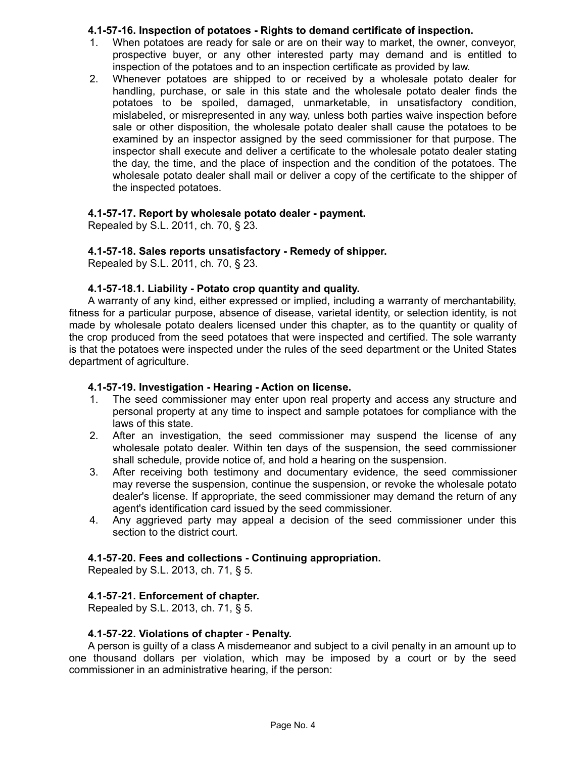**4.1-57-16. Inspection of potatoes - Rights to demand certificate of inspection.**

1. When potatoes are ready for sale or are on their way to market, the owner, conveyor, prospective buyer, or any other interested party may demand and is entitled to inspection of the potatoes and to an inspection certificate as provided by law.
2. Whenever potatoes are shipped to or received by a wholesale potato dealer for handling, purchase, or sale in this state and the wholesale potato dealer finds the potatoes to be spoiled, damaged, unmarketable, in unsatisfactory condition, mislabeled, or misrepresented in any way, unless both parties waive inspection before sale or other disposition, the wholesale potato dealer shall cause the potatoes to be examined by an inspector assigned by the seed commissioner for that purpose. The inspector shall execute and deliver a certificate to the wholesale potato dealer stating the day, the time, and the place of inspection and the condition of the potatoes. The wholesale potato dealer shall mail or deliver a copy of the certificate to the shipper of the inspected potatoes.

**4.1-57-17. Report by wholesale potato dealer - payment.**

Repealed by S.L. 2011, ch. 70, § 23.

**4.1-57-18. Sales reports unsatisfactory - Remedy of shipper.**

Repealed by S.L. 2011, ch. 70, § 23.

**4.1-57-18.1. Liability - Potato crop quantity and quality.**

A warranty of any kind, either expressed or implied, including a warranty of merchantability, fitness for a particular purpose, absence of disease, varietal identity, or selection identity, is not made by wholesale potato dealers licensed under this chapter, as to the quantity or quality of the crop produced from the seed potatoes that were inspected and certified. The sole warranty is that the potatoes were inspected under the rules of the seed department or the United States department of agriculture.

**4.1-57-19. Investigation - Hearing - Action on license.**

1. The seed commissioner may enter upon real property and access any structure and personal property at any time to inspect and sample potatoes for compliance with the laws of this state.
2. After an investigation, the seed commissioner may suspend the license of any wholesale potato dealer. Within ten days of the suspension, the seed commissioner shall schedule, provide notice of, and hold a hearing on the suspension.
3. After receiving both testimony and documentary evidence, the seed commissioner may reverse the suspension, continue the suspension, or revoke the wholesale potato dealer's license. If appropriate, the seed commissioner may demand the return of any agent's identification card issued by the seed commissioner.
4. Any aggrieved party may appeal a decision of the seed commissioner under this section to the district court.

**4.1-57-20. Fees and collections - Continuing appropriation.**

Repealed by S.L. 2013, ch. 71, § 5.

**4.1-57-21. Enforcement of chapter.**

Repealed by S.L. 2013, ch. 71, § 5.

**4.1-57-22. Violations of chapter - Penalty.**

A person is guilty of a class A misdemeanor and subject to a civil penalty in an amount up to one thousand dollars per violation, which may be imposed by a court or by the seed commissioner in an administrative hearing, if the person: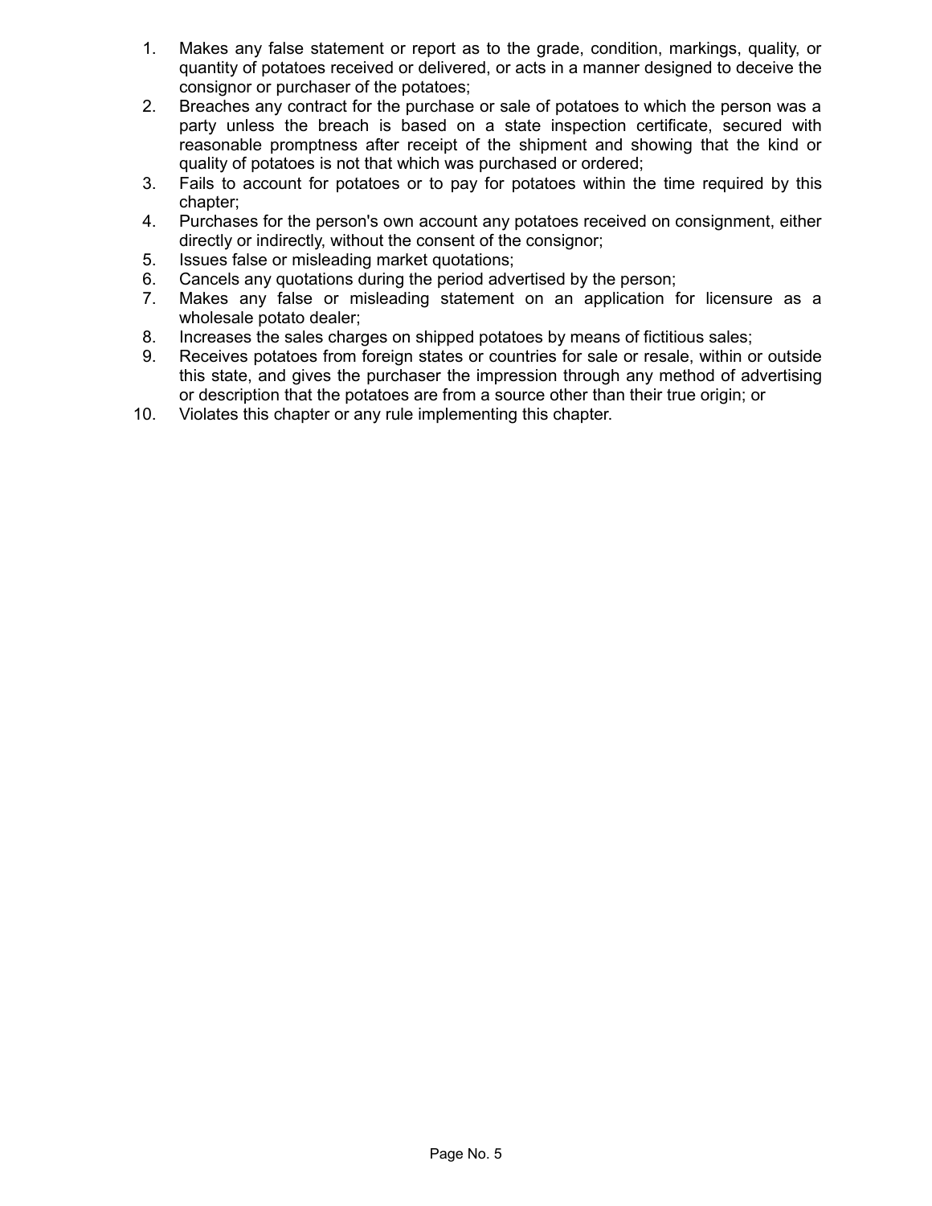1. Makes any false statement or report as to the grade, condition, markings, quality, or quantity of potatoes received or delivered, or acts in a manner designed to deceive the consignor or purchaser of the potatoes;
2. Breaches any contract for the purchase or sale of potatoes to which the person was a party unless the breach is based on a state inspection certificate, secured with reasonable promptness after receipt of the shipment and showing that the kind or quality of potatoes is not that which was purchased or ordered;
3. Fails to account for potatoes or to pay for potatoes within the time required by this chapter;
4. Purchases for the person's own account any potatoes received on consignment, either directly or indirectly, without the consent of the consignor;
5. Issues false or misleading market quotations;
6. Cancels any quotations during the period advertised by the person;
7. Makes any false or misleading statement on an application for licensure as a wholesale potato dealer;
8. Increases the sales charges on shipped potatoes by means of fictitious sales;
9. Receives potatoes from foreign states or countries for sale or resale, within or outside this state, and gives the purchaser the impression through any method of advertising or description that the potatoes are from a source other than their true origin; or
10. Violates this chapter or any rule implementing this chapter.